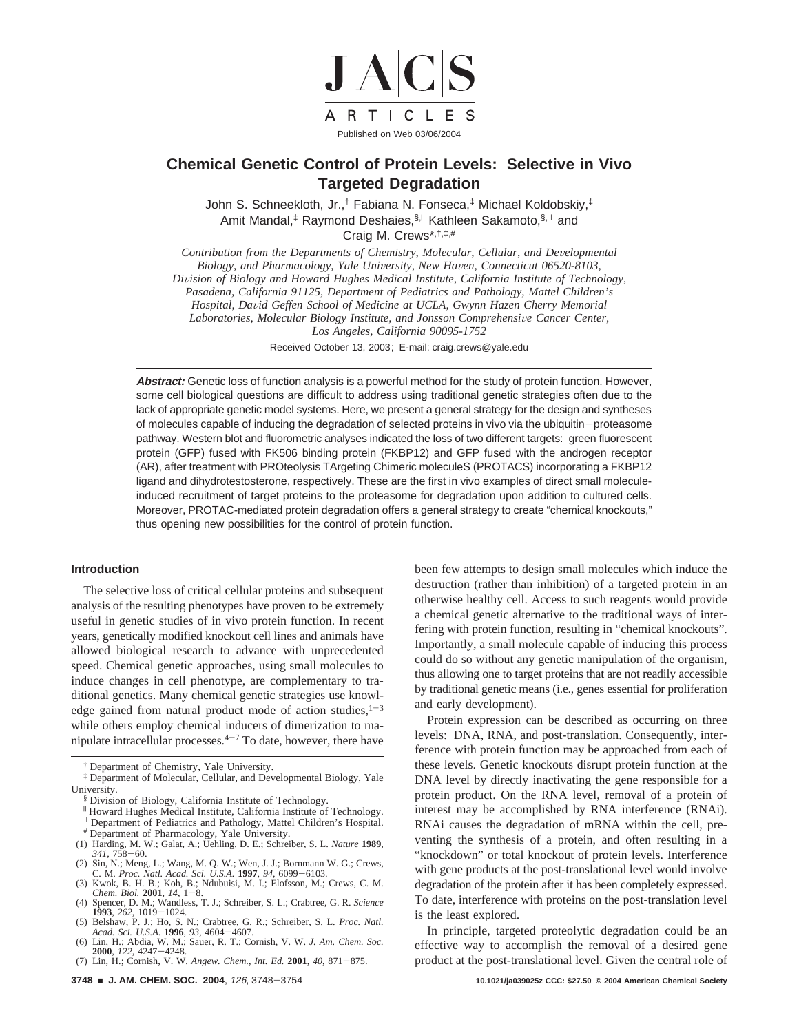# Chemical Genetic Control of Protein Levels: Selective in Vivo Targeted Degradation

John S. Schneekloth, Jr.,[†] Fabiana N. Fonseca,[‡] Michael Koldobskiy,[‡] Amit Mandal,[‡] Raymond Deshaies,[§,||] Kathleen Sakamoto,[§,⊥] and Craig M. Crews*[,†,‡,#]

*Contribution from the Departments of Chemistry, Molecular, Cellular, and Developmental Biology, and Pharmacology, Yale University, New Haven, Connecticut 06520-8103, Division of Biology and Howard Hughes Medical Institute, California Institute of Technology, Pasadena, California 91125, Department of Pediatrics and Pathology, Mattel Children's Hospital, David Geffen School of Medicine at UCLA, Gwynn Hazen Cherry Memorial Laboratories, Molecular Biology Institute, and Jonsson Comprehensive Cancer Center, Los Angeles, California 90095-1752*

Received October 13, 2003; E-mail: craig.crews@yale.edu

**Abstract:** Genetic loss of function analysis is a powerful method for the study of protein function. However, some cell biological questions are difficult to address using traditional genetic strategies often due to the lack of appropriate genetic model systems. Here, we present a general strategy for the design and syntheses of molecules capable of inducing the degradation of selected proteins in vivo via the ubiquitin–proteasome pathway. Western blot and fluorometric analyses indicated the loss of two different targets: green fluorescent protein (GFP) fused with FK506 binding protein (FKBP12) and GFP fused with the androgen receptor (AR), after treatment with PROteolysis TArgeting Chimeric moleculeS (PROTACS) incorporating a FKBP12 ligand and dihydrotestosterone, respectively. These are the first in vivo examples of direct small molecule-induced recruitment of target proteins to the proteasome for degradation upon addition to cultured cells. Moreover, PROTAC-mediated protein degradation offers a general strategy to create "chemical knockouts," thus opening new possibilities for the control of protein function.

## Introduction

The selective loss of critical cellular proteins and subsequent analysis of the resulting phenotypes have proven to be extremely useful in genetic studies of in vivo protein function. In recent years, genetically modified knockout cell lines and animals have allowed biological research to advance with unprecedented speed. Chemical genetic approaches, using small molecules to induce changes in cell phenotype, are complementary to traditional genetics. Many chemical genetic strategies use knowledge gained from natural product mode of action studies,[1-3] while others employ chemical inducers of dimerization to manipulate intracellular processes.[4-7] To date, however, there have been few attempts to design small molecules which induce the destruction (rather than inhibition) of a targeted protein in an otherwise healthy cell. Access to such reagents would provide a chemical genetic alternative to the traditional ways of interfering with protein function, resulting in "chemical knockouts". Importantly, a small molecule capable of inducing this process could do so without any genetic manipulation of the organism, thus allowing one to target proteins that are not readily accessible by traditional genetic means (i.e., genes essential for proliferation and early development).

Protein expression can be described as occurring on three levels: DNA, RNA, and post-translation. Consequently, interference with protein function may be approached from each of these levels. Genetic knockouts disrupt protein function at the DNA level by directly inactivating the gene responsible for a protein product. On the RNA level, removal of a protein of interest may be accomplished by RNA interference (RNAi). RNAi causes the degradation of mRNA within the cell, preventing the synthesis of a protein, and often resulting in a "knockdown" or total knockout of protein levels. Interference with gene products at the post-translational level would involve degradation of the protein after it has been completely expressed. To date, interference with proteins on the post-translation level is the least explored.

In principle, targeted proteolytic degradation could be an effective way to accomplish the removal of a desired gene product at the post-translational level. Given the central role of

[†] Department of Chemistry, Yale University.

[‡] Department of Molecular, Cellular, and Developmental Biology, Yale University.

[§] Division of Biology, California Institute of Technology.

[||] Howard Hughes Medical Institute, California Institute of Technology.

[⊥] Department of Pediatrics and Pathology, Mattel Children's Hospital.

[#] Department of Pharmacology, Yale University.

(1) Harding, M. W.; Galat, A.; Uehling, D. E.; Schreiber, S. L. *Nature* **1989**, *341*, 758–60.
(2) Sin, N.; Meng, L.; Wang, M. Q. W.; Wen, J. J.; Bornmann W. G.; Crews, C. M. *Proc. Natl. Acad. Sci. U.S.A.* **1997**, *94*, 6099–6103.
(3) Kwok, B. H. B.; Koh, B.; Ndubuisi, M. I.; Elofsson, M.; Crews, C. M. *Chem. Biol.* **2001**, *14*, 1–8.
(4) Spencer, D. M.; Wandless, T. J.; Schreiber, S. L.; Crabtree, G. R. *Science* **1993**, *262*, 1019–1024.
(5) Belshaw, P. J.; Ho, S. N.; Crabtree, G. R.; Schreiber, S. L. *Proc. Natl. Acad. Sci. U.S.A.* **1996**, *93*, 4604–4607.
(6) Lin, H.; Abdia, W. M.; Sauer, R. T.; Cornish, V. W. *J. Am. Chem. Soc.* **2000**, *122*, 4247–4248.
(7) Lin, H.; Cornish, V. W. *Angew. Chem., Int. Ed.* **2001**, *40*, 871–875.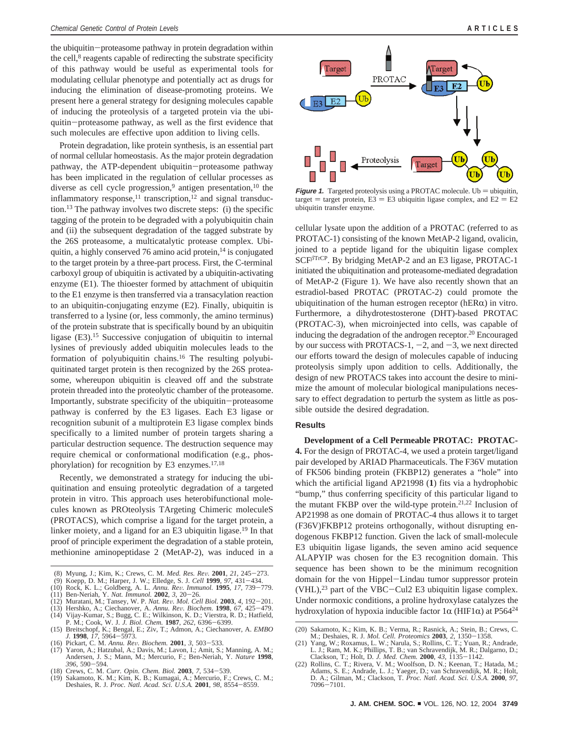the ubiquitin–proteasome pathway in protein degradation within the cell,[8] reagents capable of redirecting the substrate specificity of this pathway would be useful as experimental tools for modulating cellular phenotype and potentially act as drugs for inducing the elimination of disease-promoting proteins. We present here a general strategy for designing molecules capable of inducing the proteolysis of a targeted protein via the ubiquitin–proteasome pathway, as well as the first evidence that such molecules are effective upon addition to living cells.

Protein degradation, like protein synthesis, is an essential part of normal cellular homeostasis. As the major protein degradation pathway, the ATP-dependent ubiquitin–proteasome pathway has been implicated in the regulation of cellular processes as diverse as cell cycle progression,[9] antigen presentation,[10] the inflammatory response,[11] transcription,[12] and signal transduction.[13] The pathway involves two discrete steps: (i) the specific tagging of the protein to be degraded with a polyubiquitin chain and (ii) the subsequent degradation of the tagged substrate by the 26S proteasome, a multicatalytic protease complex. Ubiquitin, a highly conserved 76 amino acid protein,[14] is conjugated to the target protein by a three-part process. First, the C-terminal carboxyl group of ubiquitin is activated by a ubiquitin-activating enzyme (E1). The thioester formed by attachment of ubiquitin to the E1 enzyme is then transferred via a transacylation reaction to an ubiquitin-conjugating enzyme (E2). Finally, ubiquitin is transferred to a lysine (or, less commonly, the amino terminus) of the protein substrate that is specifically bound by an ubiquitin ligase (E3).[15] Successive conjugation of ubiquitin to internal lysines of previously added ubiquitin molecules leads to the formation of polyubiquitin chains.[16] The resulting polyubiquitinated target protein is then recognized by the 26S proteasome, whereupon ubiquitin is cleaved off and the substrate protein threaded into the proteolytic chamber of the proteasome. Importantly, substrate specificity of the ubiquitin–proteasome pathway is conferred by the E3 ligases. Each E3 ligase or recognition subunit of a multiprotein E3 ligase complex binds specifically to a limited number of protein targets sharing a particular destruction sequence. The destruction sequence may require chemical or conformational modification (e.g., phosphorylation) for recognition by E3 enzymes.[17,18]

Recently, we demonstrated a strategy for inducing the ubiquitination and ensuing proteolytic degradation of a targeted protein in vitro. This approach uses heterobifunctional molecules known as PROteolysis TArgeting Chimeric moleculeS (PROTACS), which comprise a ligand for the target protein, a linker moiety, and a ligand for an E3 ubiquitin ligase.[19] In that proof of principle experiment the degradation of a stable protein, methionine aminopeptidase 2 (MetAP-2), was induced in a cellular lysate upon the addition of a PROTAC (referred to as PROTAC-1) consisting of the known MetAP-2 ligand, ovalicin, joined to a peptide ligand for the ubiquitin ligase complex $SCF^{\beta TrCP}$. By bridging MetAP-2 and an E3 ligase, PROTAC-1 initiated the ubiquitination and proteasome-mediated degradation of MetAP-2 (Figure 1). We have also recently shown that an estradiol-based PROTAC (PROTAC-2) could promote the ubiquitination of the human estrogen receptor (hER$\alpha$) in vitro. Furthermore, a dihydrotestosterone (DHT)-based PROTAC (PROTAC-3), when microinjected into cells, was capable of inducing the degradation of the androgen receptor.[20] Encouraged by our success with PROTACS-1, −2, and −3, we next directed our efforts toward the design of molecules capable of inducing proteolysis simply upon addition to cells. Additionally, the design of new PROTACS takes into account the desire to minimize the amount of molecular biological manipulations necessary to effect degradation to perturb the system as little as possible outside the desired degradation.

**Figure 1.** Targeted proteolysis using a PROTAC molecule. Ub = ubiquitin, target = target protein, E3 = E3 ubiquitin ligase complex, and E2 = E2 ubiquitin transfer enzyme.

## Results

**Development of a Cell Permeable PROTAC: PROTAC-4.** For the design of PROTAC-4, we used a protein target/ligand pair developed by ARIAD Pharmaceuticals. The F36V mutation of FK506 binding protein (FKBP12) generates a "hole" into which the artificial ligand AP21998 (**1**) fits via a hydrophobic "bump," thus conferring specificity of this particular ligand to the mutant FKBP over the wild-type protein.[21,22] Inclusion of AP21998 as one domain of PROTAC-4 thus allows it to target (F36V)FKBP12 proteins orthogonally, without disrupting endogenous FKBP12 function. Given the lack of small-molecule E3 ubiquitin ligase ligands, the seven amino acid sequence ALAPYIP was chosen for the E3 recognition domain. This sequence has been shown to be the minimum recognition domain for the von Hippel–Lindau tumor suppressor protein (VHL),[23] part of the VBC–Cul2 E3 ubiquitin ligase complex. Under normoxic conditions, a proline hydroxylase catalyzes the hydroxylation of hypoxia inducible factor 1$\alpha$ (HIF1$\alpha$) at P564[24]

(8) Myung, J.; Kim, K.; Crews, C. M. *Med. Res. Rev.* **2001**, *21*, 245–273.
(9) Koepp, D. M.; Harper, J. W.; Elledge, S. J. *Cell* **1999**, *97*, 431–434.
(10) Rock, K. L.; Goldberg, A. L. *Annu. Rev. Immunol.* **1995**, *17*, 739–779.
(11) Ben-Neriah, Y. *Nat. Immunol.* **2002**, *3*, 20–26.
(12) Muratani, M.; Tansey, W. P. *Nat. Rev. Mol. Cell Biol.* **2003**, *4*, 192–201.
(13) Hershko, A.; Ciechanover, A. *Annu. Rev. Biochem.* **1998**, *67*, 425–479.
(14) Vijay-Kumar, S.; Bugg, C. E.; Wilkinson, K. D.; Vierstra, R. D.; Hatfield, P. M.; Cook, W. J. *J. Biol. Chem.* **1987**, *262*, 6396–6399.
(15) Breitschopf, K.; Bengal, E.; Ziv, T.; Admon, A.; Ciechanover, A. *EMBO J.* **1998**, *17*, 5964–5973.
(16) Pickart, C. M. *Annu. Rev. Biochem.* **2001**, *3*, 503–533.
(17) Yaron, A.; Hatzubal, A.; Davis, M.; Lavon, I.; Amit, S.; Manning, A. M.; Andersen, J. S.; Mann, M.; Mercurio, F.; Ben-Neriah, Y. *Nature* **1998**, *396*, 590–594.
(18) Crews, C. M. *Curr. Opin. Chem. Biol.* **2003**, *7*, 534–539.
(19) Sakamoto, K. M.; Kim, K. B.; Kumagai, A.; Mercurio, F.; Crews, C. M.; Deshaies, R. J. *Proc. Natl. Acad. Sci. U.S.A.* **2001**, *98*, 8554–8559.
(20) Sakamoto, K.; Kim, K. B.; Verma, R.; Ransick, A.; Stein, B.; Crews, C. M.; Deshaies, R. J. *Mol. Cell. Proteomics* **2003**, *2*, 1350–1358.
(21) Yang, W.; Roxamus, L. W.; Narula, S.; Rollins, C. T.; Yuan, R.; Andrade, L. J.; Ram, M. K.; Phillips, T. B.; van Schravendijk, M. R.; Dalgarno, D.; Clackson, T.; Holt, D. *J. Med. Chem.* **2000**, *43*, 1135–1142.
(22) Rollins, C. T.; Rivera, V. M.; Woolfson, D. N.; Keenan, T.; Hatada, M.; Adams, S. E.; Andrade, L. J.; Yaeger, D.; van Schravendijk, M. R.; Holt, D. A.; Gilman, M.; Clackson, T. *Proc. Natl. Acad. Sci. U.S.A.* **2000**, *97*, 7096–7101.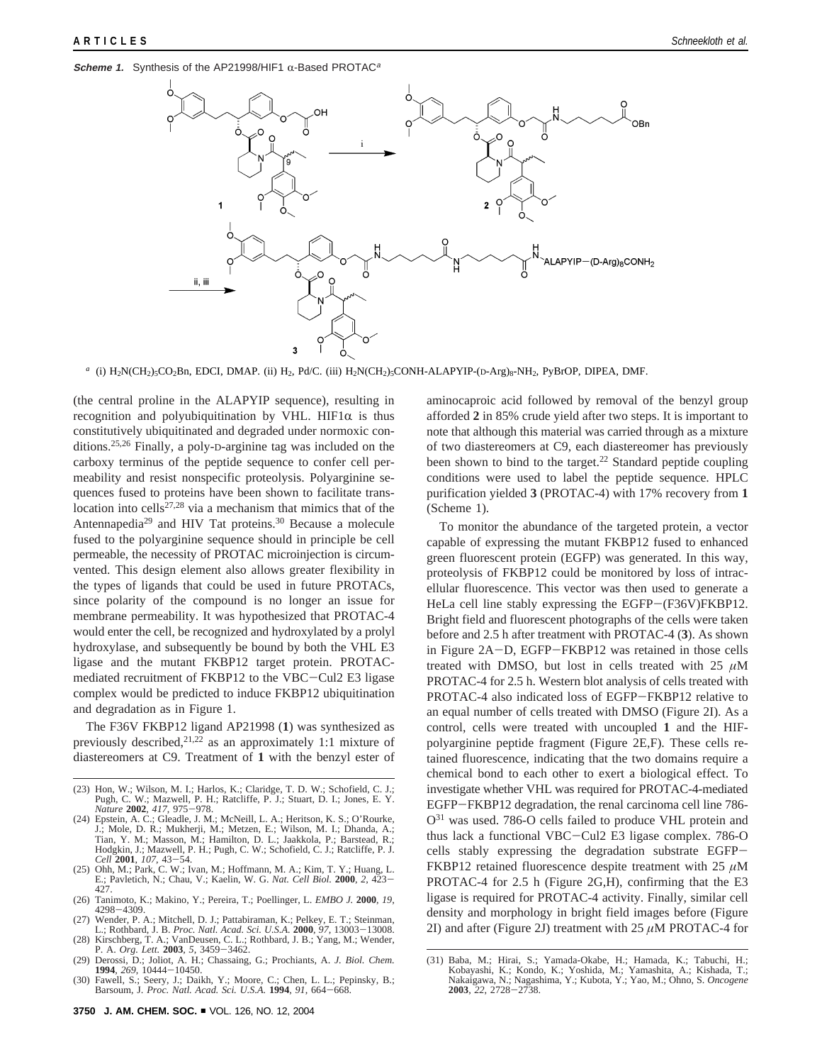**Scheme 1.** Synthesis of the AP21998/HIF1 α-Based PROTAC[a]

[a] (i) $H_2N(CH_2)_5CO_2Bn$, EDCI, DMAP. (ii) $H_2$, Pd/C. (iii) $H_2N(CH_2)_5CONH$-ALAPYIP-(D-Arg)$_8$-$NH_2$, PyBrOP, DIPEA, DMF.

(the central proline in the ALAPYIP sequence), resulting in recognition and polyubiquitination by VHL. HIF1α is thus constitutively ubiquitinated and degraded under normoxic conditions.[25,26] Finally, a poly-D-arginine tag was included on the carboxy terminus of the peptide sequence to confer cell permeability and resist nonspecific proteolysis. Polyarginine sequences fused to proteins have been shown to facilitate translocation into cells[27,28] via a mechanism that mimics that of the Antennapedia[29] and HIV Tat proteins.[30] Because a molecule fused to the polyarginine sequence should in principle be cell permeable, the necessity of PROTAC microinjection is circumvented. This design element also allows greater flexibility in the types of ligands that could be used in future PROTACs, since polarity of the compound is no longer an issue for membrane permeability. It was hypothesized that PROTAC-4 would enter the cell, be recognized and hydroxylated by a prolyl hydroxylase, and subsequently be bound by both the VHL E3 ligase and the mutant FKBP12 target protein. PROTAC-mediated recruitment of FKBP12 to the VBC–Cul2 E3 ligase complex would be predicted to induce FKBP12 ubiquitination and degradation as in Figure 1.

The F36V FKBP12 ligand AP21998 (**1**) was synthesized as previously described,[21,22] as an approximately 1:1 mixture of diastereomers at C9. Treatment of **1** with the benzyl ester of aminocaproic acid followed by removal of the benzyl group afforded **2** in 85% crude yield after two steps. It is important to note that although this material was carried through as a mixture of two diastereomers at C9, each diastereomer has previously been shown to bind to the target.[22] Standard peptide coupling conditions were used to label the peptide sequence. HPLC purification yielded **3** (PROTAC-4) with 17% recovery from **1** (Scheme 1).

To monitor the abundance of the targeted protein, a vector capable of expressing the mutant FKBP12 fused to enhanced green fluorescent protein (EGFP) was generated. In this way, proteolysis of FKBP12 could be monitored by loss of intracellular fluorescence. This vector was then used to generate a HeLa cell line stably expressing the EGFP–(F36V)FKBP12. Bright field and fluorescent photographs of the cells were taken before and 2.5 h after treatment with PROTAC-4 (**3**). As shown in Figure 2A–D, EGFP–FKBP12 was retained in those cells treated with DMSO, but lost in cells treated with 25 μM PROTAC-4 for 2.5 h. Western blot analysis of cells treated with PROTAC-4 also indicated loss of EGFP–FKBP12 relative to an equal number of cells treated with DMSO (Figure 2I). As a control, cells were treated with uncoupled **1** and the HIF-polyarginine peptide fragment (Figure 2E,F). These cells retained fluorescence, indicating that the two domains require a chemical bond to each other to exert a biological effect. To investigate whether VHL was required for PROTAC-4-mediated EGFP–FKBP12 degradation, the renal carcinoma cell line 786-O[31] was used. 786-O cells failed to produce VHL protein and thus lack a functional VBC–Cul2 E3 ligase complex. 786-O cells stably expressing the degradation substrate EGFP–FKBP12 retained fluorescence despite treatment with 25 μM PROTAC-4 for 2.5 h (Figure 2G,H), confirming that the E3 ligase is required for PROTAC-4 activity. Finally, similar cell density and morphology in bright field images before (Figure 2I) and after (Figure 2J) treatment with 25 μM PROTAC-4 for

(23) Hon, W.; Wilson, M. I.; Harlos, K.; Claridge, T. D. W.; Schofield, C. J.; Pugh, C. W.; Mazwell, P. H.; Ratcliffe, P. J.; Stuart, D. I.; Jones, E. Y. *Nature* **2002**, *417*, 975–978.
(24) Epstein, A. C.; Gleadle, J. M.; McNeill, L. A.; Heritson, K. S.; O'Rourke, J.; Mole, D. R.; Mukherji, M.; Metzen, E.; Wilson, M. I.; Dhanda, A.; Tian, Y. M.; Masson, M.; Hamilton, D. L.; Jaakkola, P.; Barstead, R.; Hodgkin, J.; Mazwell, P. H.; Pugh, C. W.; Schofield, C. J.; Ratcliffe, P. J. *Cell* **2001**, *107*, 43–54.
(25) Ohh, M.; Park, C. W.; Ivan, M.; Hoffmann, M. A.; Kim, T. Y.; Huang, L. E.; Pavletich, N.; Chau, V.; Kaelin, W. G. *Nat. Cell Biol.* **2000**, *2*, 423–427.
(26) Tanimoto, K.; Makino, Y.; Pereira, T.; Poellinger, L. *EMBO J.* **2000**, *19*, 4298–4309.
(27) Wender, P. A.; Mitchell, D. J.; Pattabiraman, K.; Pelkey, E. T.; Steinman, L.; Rothbard, J. B. *Proc. Natl. Acad. Sci. U.S.A.* **2000**, *97*, 13003–13008.
(28) Kirschberg, T. A.; VanDeusen, C. L.; Rothbard, J. B.; Yang, M.; Wender, P. A. *Org. Lett.* **2003**, *5*, 3459–3462.
(29) Derossi, D.; Joliot, A. H.; Chassaing, G.; Prochiants, A. *J. Biol. Chem.* **1994**, *269*, 10444–10450.
(30) Fawell, S.; Seery, J.; Daikh, Y.; Moore, C.; Chen, L. L.; Pepinsky, B.; Barsoum, J. *Proc. Natl. Acad. Sci. U.S.A.* **1994**, *91*, 664–668.
(31) Baba, M.; Hirai, S.; Yamada-Okabe, H.; Hamada, K.; Tabuchi, H.; Kobayashi, K.; Kondo, K.; Yoshida, M.; Yamashita, A.; Kishada, T.; Nakaigawa, N.; Nagashima, Y.; Kubota, Y.; Yao, M.; Ohno, S. *Oncogene* **2003**, *22*, 2728–2738.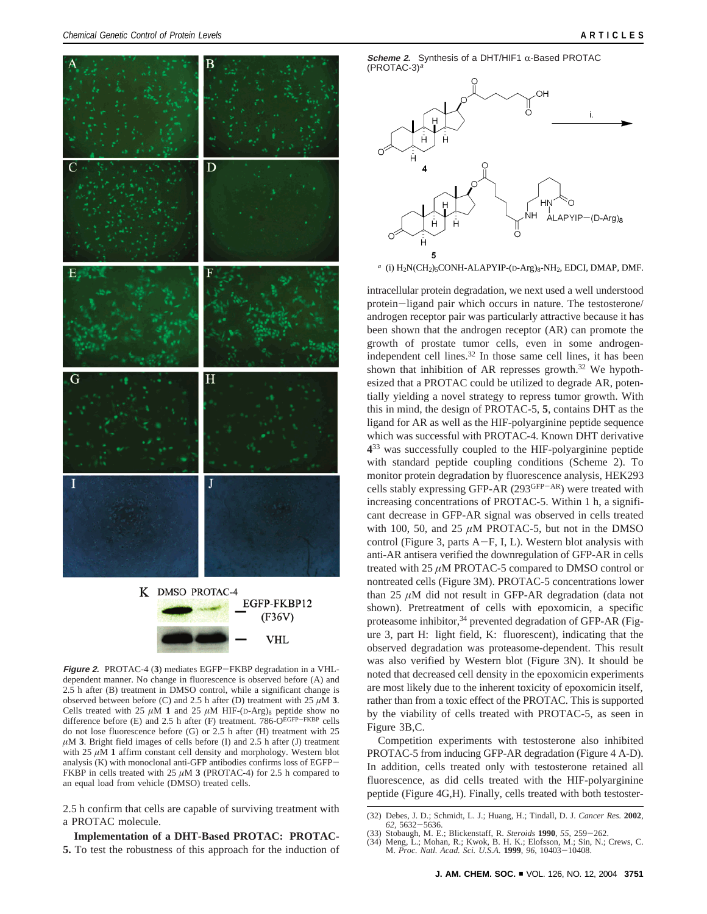**Figure 2.** PROTAC-4 (**3**) mediates EGFP−FKBP degradation in a VHL-dependent manner. No change in fluorescence is observed before (A) and 2.5 h after (B) treatment in DMSO control, while a significant change is observed between before (C) and 2.5 h after (D) treatment with 25 $\mu$M **3**. Cells treated with 25 $\mu$M **1** and 25 $\mu$M HIF-(D-Arg)$_8$ peptide show no difference before (E) and 2.5 h after (F) treatment. 786-O$^{EGFP-FKBP}$ cells do not lose fluorescence before (G) or 2.5 h after (H) treatment with 25 $\mu$M **3**. Bright field images of cells before (I) and 2.5 h after (J) treatment with 25 $\mu$M **1** affirm constant cell density and morphology. Western blot analysis (K) with monoclonal anti-GFP antibodies confirms loss of EGFP−FKBP in cells treated with 25 $\mu$M **3** (PROTAC-4) for 2.5 h compared to an equal load from vehicle (DMSO) treated cells.

2.5 h confirm that cells are capable of surviving treatment with a PROTAC molecule.

**Implementation of a DHT-Based PROTAC: PROTAC-5.** To test the robustness of this approach for the induction of intracellular protein degradation, we next used a well understood protein−ligand pair which occurs in nature. The testosterone/androgen receptor pair was particularly attractive because it has been shown that the androgen receptor (AR) can promote the growth of prostate tumor cells, even in some androgen-independent cell lines.[32] In those same cell lines, it has been shown that inhibition of AR represses growth.[32] We hypothesized that a PROTAC could be utilized to degrade AR, potentially yielding a novel strategy to repress tumor growth. With this in mind, the design of PROTAC-5, **5**, contains DHT as the ligand for AR as well as the HIF-polyarginine peptide sequence which was successful with PROTAC-4. Known DHT derivative **4**[33] was successfully coupled to the HIF-polyarginine peptide with standard peptide coupling conditions (Scheme 2). To monitor protein degradation by fluorescence analysis, HEK293 cells stably expressing GFP-AR (293$^{GFP-AR}$) were treated with increasing concentrations of PROTAC-5. Within 1 h, a significant decrease in GFP-AR signal was observed in cells treated with 100, 50, and 25 $\mu$M PROTAC-5, but not in the DMSO control (Figure 3, parts A−F, I, L). Western blot analysis with anti-AR antisera verified the downregulation of GFP-AR in cells treated with 25 $\mu$M PROTAC-5 compared to DMSO control or nontreated cells (Figure 3M). PROTAC-5 concentrations lower than 25 $\mu$M did not result in GFP-AR degradation (data not shown). Pretreatment of cells with epoxomicin, a specific proteasome inhibitor,[34] prevented degradation of GFP-AR (Figure 3, part H: light field, K: fluorescent), indicating that the observed degradation was proteasome-dependent. This result was also verified by Western blot (Figure 3N). It should be noted that decreased cell density in the epoxomicin experiments are most likely due to the inherent toxicity of epoxomicin itself, rather than from a toxic effect of the PROTAC. This is supported by the viability of cells treated with PROTAC-5, as seen in Figure 3B,C.

Competition experiments with testosterone also inhibited PROTAC-5 from inducing GFP-AR degradation (Figure 4 A-D). In addition, cells treated only with testosterone retained all fluorescence, as did cells treated with the HIF-polyarginine peptide (Figure 4G,H). Finally, cells treated with both testoster-

**Scheme 2.** Synthesis of a DHT/HIF1 α-Based PROTAC (PROTAC-3)[a]

[a] (i) $H_2N(CH_2)_5CONH$-ALAPYIP-(D-Arg)$_8$-$NH_2$, EDCI, DMAP, DMF.

(32) Debes, J. D.; Schmidt, L. J.; Huang, H.; Tindall, D. J. *Cancer Res.* **2002**, *62*, 5632−5636.
(33) Stobaugh, M. E.; Blickenstaff, R. *Steroids* **1990**, *55*, 259−262.
(34) Meng, L.; Mohan, R.; Kwok, B. H. K.; Elofsson, M.; Sin, N.; Crews, C. M. *Proc. Natl. Acad. Sci. U.S.A.* **1999**, *96*, 10403−10408.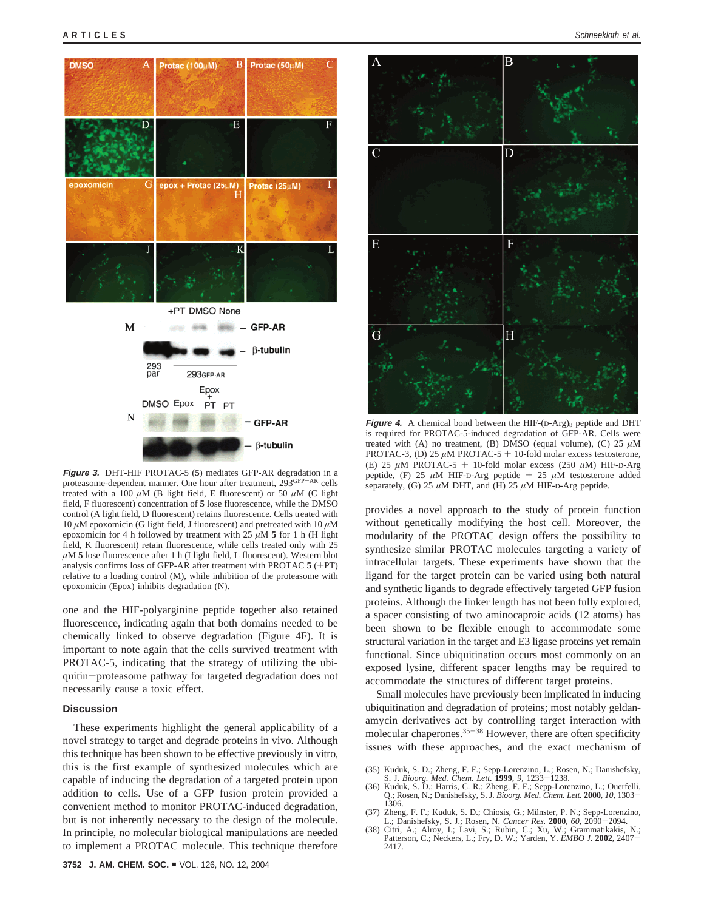**Figure 3.** DHT-HIF PROTAC-5 (**5**) mediates GFP-AR degradation in a proteasome-dependent manner. One hour after treatment, $293^{GFP-AR}$ cells treated with a 100 $\mu$M (B light field, E fluorescent) or 50 $\mu$M (C light field, F fluorescent) concentration of **5** lose fluorescence, while the DMSO control (A light field, D fluorescent) retains fluorescence. Cells treated with 10 $\mu$M epoxomicin (G light field, J fluorescent) and pretreated with 10 $\mu$M epoxomicin for 4 h followed by treatment with 25 $\mu$M **5** for 1 h (H light field, K fluorescent) retain fluorescence, while cells treated only with 25 $\mu$M **5** lose fluorescence after 1 h (I light field, L fluorescent). Western blot analysis confirms loss of GFP-AR after treatment with PROTAC **5** (+PT) relative to a loading control (M), while inhibition of the proteasome with epoxomicin (Epox) inhibits degradation (N).

one and the HIF-polyarginine peptide together also retained fluorescence, indicating again that both domains needed to be chemically linked to observe degradation (Figure 4F). It is important to note again that the cells survived treatment with PROTAC-5, indicating that the strategy of utilizing the ubiquitin–proteasome pathway for targeted degradation does not necessarily cause a toxic effect.

**Figure 4.** A chemical bond between the HIF-(D-Arg)$_8$ peptide and DHT is required for PROTAC-5-induced degradation of GFP-AR. Cells were treated with (A) no treatment, (B) DMSO (equal volume), (C) 25 $\mu$M PROTAC-3, (D) 25 $\mu$M PROTAC-5 + 10-fold molar excess testosterone, (E) 25 $\mu$M PROTAC-5 + 10-fold molar excess (250 $\mu$M) HIF-D-Arg peptide, (F) 25 $\mu$M HIF-D-Arg peptide + 25 $\mu$M testosterone added separately, (G) 25 $\mu$M DHT, and (H) 25 $\mu$M HIF-D-Arg peptide.

## Discussion

These experiments highlight the general applicability of a novel strategy to target and degrade proteins in vivo. Although this technique has been shown to be effective previously in vitro, this is the first example of synthesized molecules which are capable of inducing the degradation of a targeted protein upon addition to cells. Use of a GFP fusion protein provided a convenient method to monitor PROTAC-induced degradation, but is not inherently necessary to the design of the molecule. In principle, no molecular biological manipulations are needed to implement a PROTAC molecule. This technique therefore provides a novel approach to the study of protein function without genetically modifying the host cell. Moreover, the modularity of the PROTAC design offers the possibility to synthesize similar PROTAC molecules targeting a variety of intracellular targets. These experiments have shown that the ligand for the target protein can be varied using both natural and synthetic ligands to degrade effectively targeted GFP fusion proteins. Although the linker length has not been fully explored, a spacer consisting of two aminocaproic acids (12 atoms) has been shown to be flexible enough to accommodate some structural variation in the target and E3 ligase proteins yet remain functional. Since ubiquitination occurs most commonly on an exposed lysine, different spacer lengths may be required to accommodate the structures of different target proteins.

Small molecules have previously been implicated in inducing ubiquitination and degradation of proteins; most notably geldanamycin derivatives act by controlling target interaction with molecular chaperones.[35-38] However, there are often specificity issues with these approaches, and the exact mechanism of

(35) Kuduk, S. D.; Zheng, F. F.; Sepp-Lorenzino, L.; Rosen, N.; Danishefsky, S. J. *Bioorg. Med. Chem. Lett.* **1999**, *9*, 1233–1238.
(36) Kuduk, S. D.; Harris, C. R.; Zheng, F. F.; Sepp-Lorenzino, L.; Ouerfelli, Q.; Rosen, N.; Danishefsky, S. J. *Bioorg. Med. Chem. Lett.* **2000**, *10*, 1303–1306.
(37) Zheng, F. F.; Kuduk, S. D.; Chiosis, G.; Münster, P. N.; Sepp-Lorenzino, L.; Danishefsky, S. J.; Rosen, N. *Cancer Res.* **2000**, *60*, 2090–2094.
(38) Citri, A.; Alroy, I.; Lavi, S.; Rubin, C.; Xu, W.; Grammatikakis, N.; Patterson, C.; Neckers, L.; Fry, D. W.; Yarden, Y. *EMBO J.* **2002**, 2407–2417.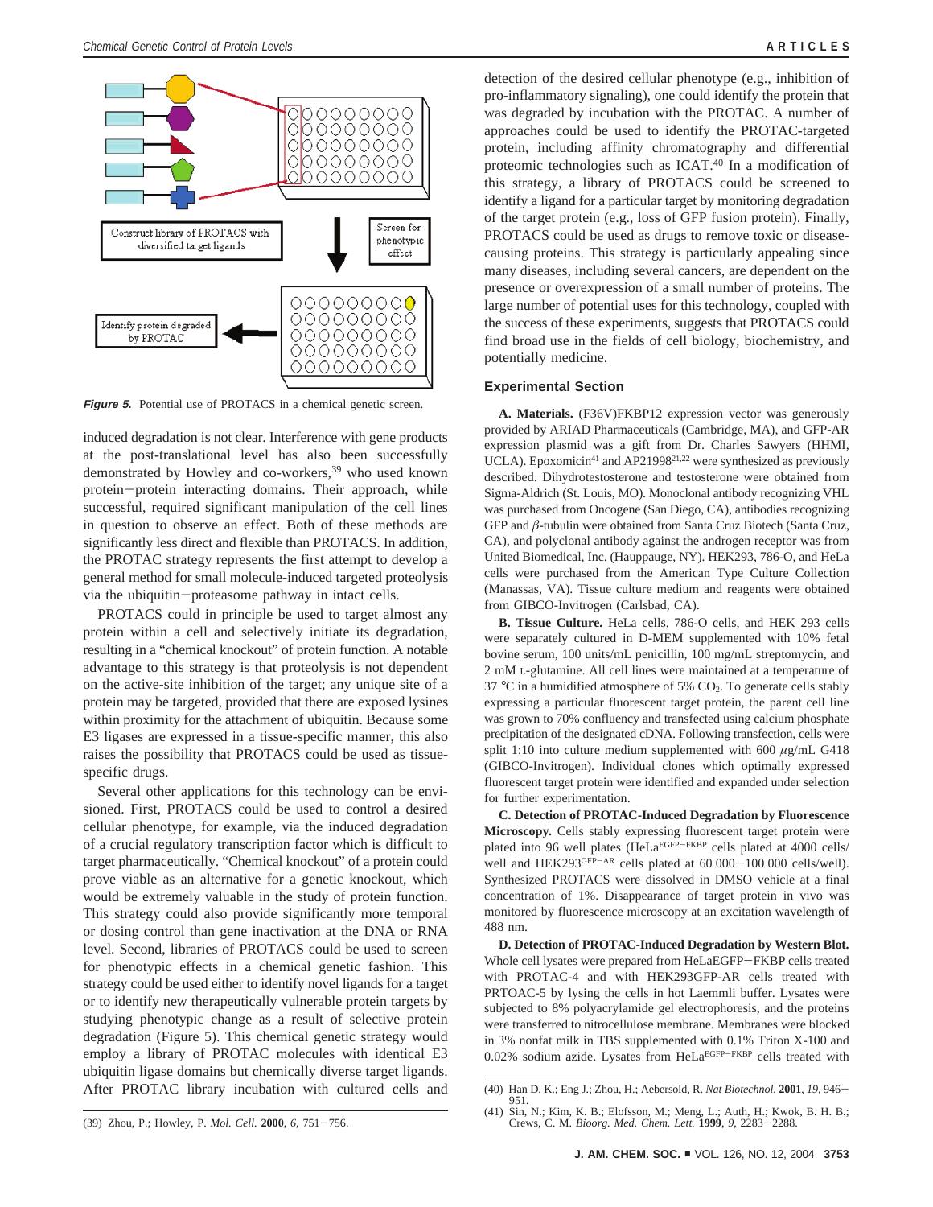Construct library of PROTACS with diversified target ligands

Screen for phenotypic effect

Identify protein degraded by PROTAC

**Figure 5.** Potential use of PROTACS in a chemical genetic screen.

induced degradation is not clear. Interference with gene products at the post-translational level has also been successfully demonstrated by Howley and co-workers,[39] who used known protein−protein interacting domains. Their approach, while successful, required significant manipulation of the cell lines in question to observe an effect. Both of these methods are significantly less direct and flexible than PROTACS. In addition, the PROTAC strategy represents the first attempt to develop a general method for small molecule-induced targeted proteolysis via the ubiquitin−proteasome pathway in intact cells.

PROTACS could in principle be used to target almost any protein within a cell and selectively initiate its degradation, resulting in a "chemical knockout" of protein function. A notable advantage to this strategy is that proteolysis is not dependent on the active-site inhibition of the target; any unique site of a protein may be targeted, provided that there are exposed lysines within proximity for the attachment of ubiquitin. Because some E3 ligases are expressed in a tissue-specific manner, this also raises the possibility that PROTACS could be used as tissue-specific drugs.

Several other applications for this technology can be envisioned. First, PROTACS could be used to control a desired cellular phenotype, for example, via the induced degradation of a crucial regulatory transcription factor which is difficult to target pharmaceutically. "Chemical knockout" of a protein could prove viable as an alternative for a genetic knockout, which would be extremely valuable in the study of protein function. This strategy could also provide significantly more temporal or dosing control than gene inactivation at the DNA or RNA level. Second, libraries of PROTACS could be used to screen for phenotypic effects in a chemical genetic fashion. This strategy could be used either to identify novel ligands for a target or to identify new therapeutically vulnerable protein targets by studying phenotypic change as a result of selective protein degradation (Figure 5). This chemical genetic strategy would employ a library of PROTAC molecules with identical E3 ubiquitin ligase domains but chemically diverse target ligands. After PROTAC library incubation with cultured cells and detection of the desired cellular phenotype (e.g., inhibition of pro-inflammatory signaling), one could identify the protein that was degraded by incubation with the PROTAC. A number of approaches could be used to identify the PROTAC-targeted protein, including affinity chromatography and differential proteomic technologies such as ICAT.[40] In a modification of this strategy, a library of PROTACS could be screened to identify a ligand for a particular target by monitoring degradation of the target protein (e.g., loss of GFP fusion protein). Finally, PROTACS could be used as drugs to remove toxic or disease-causing proteins. This strategy is particularly appealing since many diseases, including several cancers, are dependent on the presence or overexpression of a small number of proteins. The large number of potential uses for this technology, coupled with the success of these experiments, suggests that PROTACS could find broad use in the fields of cell biology, biochemistry, and potentially medicine.

## Experimental Section

**A. Materials.** (F36V)FKBP12 expression vector was generously provided by ARIAD Pharmaceuticals (Cambridge, MA), and GFP-AR expression plasmid was a gift from Dr. Charles Sawyers (HHMI, UCLA). Epoxomicin[41] and AP21998[21,22] were synthesized as previously described. Dihydrotestosterone and testosterone were obtained from Sigma-Aldrich (St. Louis, MO). Monoclonal antibody recognizing VHL was purchased from Oncogene (San Diego, CA), antibodies recognizing GFP and $\beta$-tubulin were obtained from Santa Cruz Biotech (Santa Cruz, CA), and polyclonal antibody against the androgen receptor was from United Biomedical, Inc. (Hauppauge, NY). HEK293, 786-O, and HeLa cells were purchased from the American Type Culture Collection (Manassas, VA). Tissue culture medium and reagents were obtained from GIBCO-Invitrogen (Carlsbad, CA).

**B. Tissue Culture.** HeLa cells, 786-O cells, and HEK 293 cells were separately cultured in D-MEM supplemented with 10% fetal bovine serum, 100 units/mL penicillin, 100 mg/mL streptomycin, and 2 mM L-glutamine. All cell lines were maintained at a temperature of 37 °C in a humidified atmosphere of 5% $CO_2$. To generate cells stably expressing a particular fluorescent target protein, the parent cell line was grown to 70% confluency and transfected using calcium phosphate precipitation of the designated cDNA. Following transfection, cells were split 1:10 into culture medium supplemented with 600 $\mu$g/mL G418 (GIBCO-Invitrogen). Individual clones which optimally expressed fluorescent target protein were identified and expanded under selection for further experimentation.

**C. Detection of PROTAC-Induced Degradation by Fluorescence Microscopy.** Cells stably expressing fluorescent target protein were plated into 96 well plates (HeLa$^{EGFP-FKBP}$ cells plated at 4000 cells/well and HEK293$^{GFP-AR}$ cells plated at 60 000−100 000 cells/well). Synthesized PROTACS were dissolved in DMSO vehicle at a final concentration of 1%. Disappearance of target protein in vivo was monitored by fluorescence microscopy at an excitation wavelength of 488 nm.

**D. Detection of PROTAC-Induced Degradation by Western Blot.** Whole cell lysates were prepared from HeLaEGFP−FKBP cells treated with PROTAC-4 and with HEK293GFP-AR cells treated with PRTOAC-5 by lysing the cells in hot Laemmli buffer. Lysates were subjected to 8% polyacrylamide gel electrophoresis, and the proteins were transferred to nitrocellulose membrane. Membranes were blocked in 3% nonfat milk with 0.1% Triton X-100 and 0.02% sodium azide. Lysates from HeLa$^{EGFP-FKBP}$ cells treated with

(39) Zhou, P.; Howley, P. *Mol. Cell.* **2000**, *6*, 751−756.

(40) Han D. K.; Eng J.; Zhou, H.; Aebersold, R. *Nat Biotechnol.* **2001**, *19*, 946−951.

(41) Sin, N.; Kim, K. B.; Elofsson, M.; Meng, L.; Auth, H.; Kwok, B. H. B.; Crews, C. M. *Bioorg. Med. Chem. Lett.* **1999**, *9*, 2283−2288.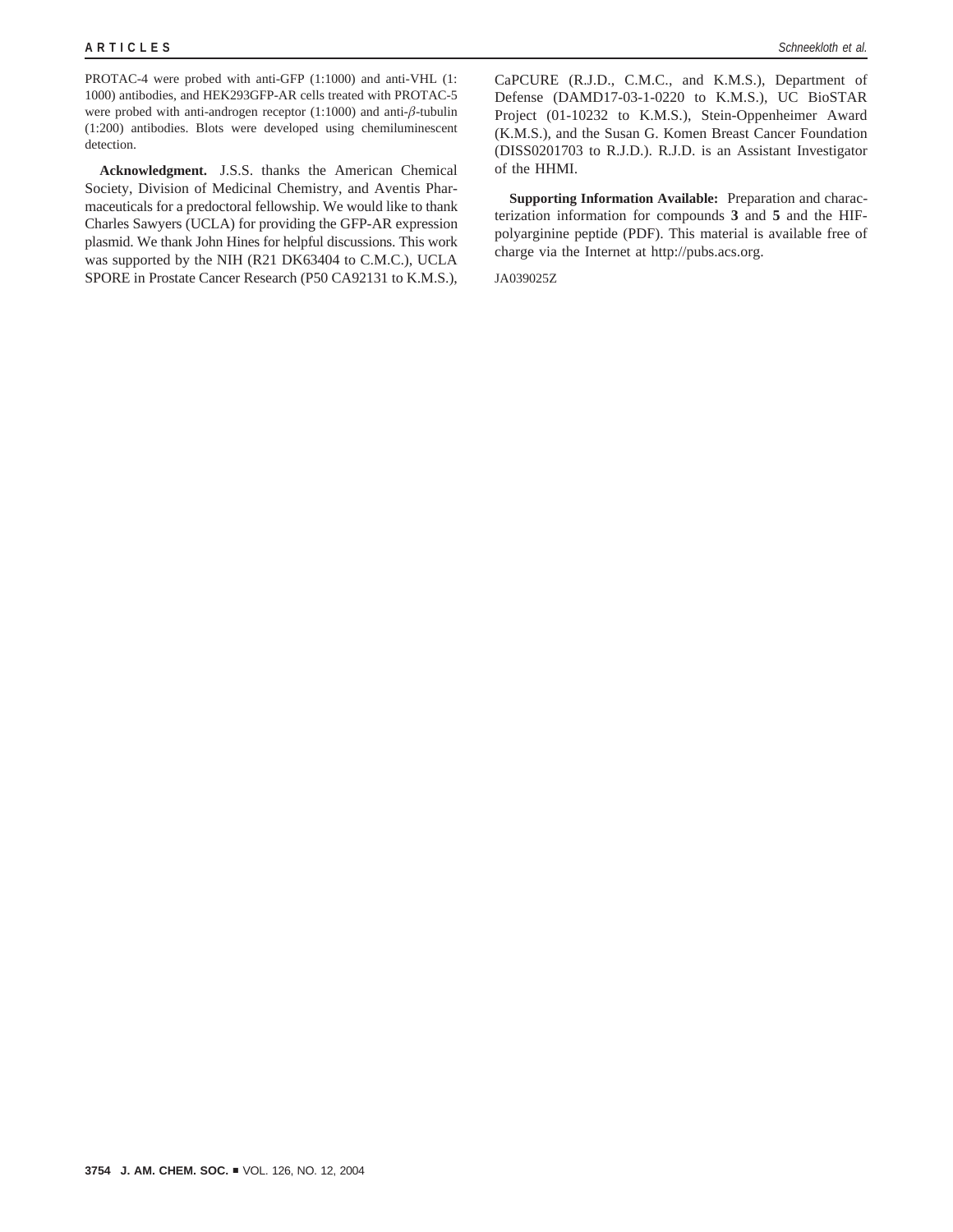PROTAC-4 were probed with anti-GFP (1:1000) and anti-VHL (1: 1000) antibodies, and HEK293GFP-AR cells treated with PROTAC-5 were probed with anti-androgen receptor (1:1000) and anti-$\beta$-tubulin (1:200) antibodies. Blots were developed using chemiluminescent detection.

**Acknowledgment.** J.S.S. thanks the American Chemical Society, Division of Medicinal Chemistry, and Aventis Pharmaceuticals for a predoctoral fellowship. We would like to thank Charles Sawyers (UCLA) for providing the GFP-AR expression plasmid. We thank John Hines for helpful discussions. This work was supported by the NIH (R21 DK63404 to C.M.C.), UCLA SPORE in Prostate Cancer Research (P50 CA92131 to K.M.S.), CaPCURE (R.J.D., C.M.C., and K.M.S.), Department of Defense (DAMD17-03-1-0220 to K.M.S.), UC BioSTAR Project (01-10232 to K.M.S.), Stein-Oppenheimer Award (K.M.S.), and the Susan G. Komen Breast Cancer Foundation (DISS0201703 to R.J.D.). R.J.D. is an Assistant Investigator of the HHMI.

**Supporting Information Available:** Preparation and characterization information for compounds **3** and **5** and the HIF-polyarginine peptide (PDF). This material is available free of charge via the Internet at http://pubs.acs.org.

JA039025Z